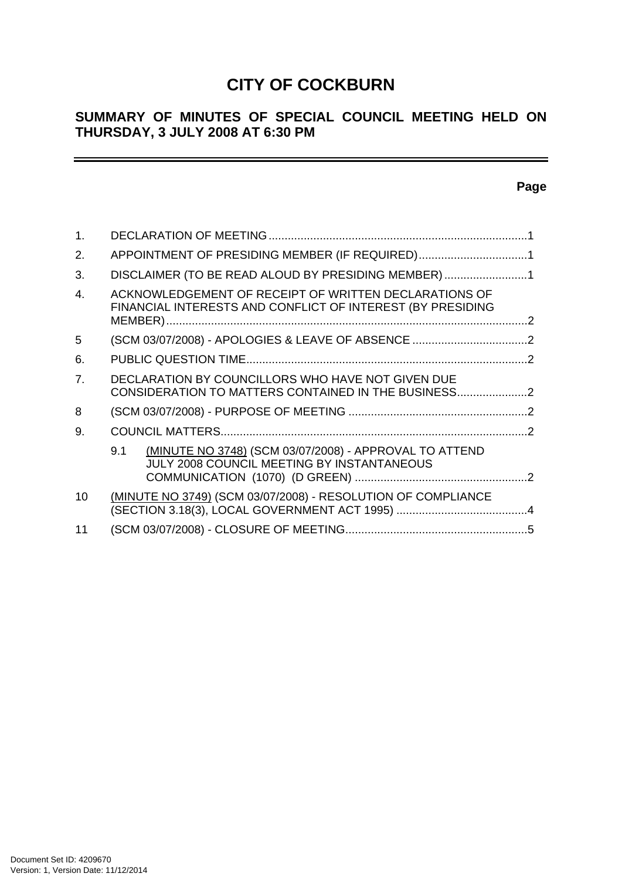# CITY OF COCKBURN

## SUMMARY OF MINUTES OF SPECIAL COUNCIL MEETING HELD ON THURSDAY, 3 JULY 2008 AT 6:30 PM

---

**Page**

| | | |
|---|---|---|
| 1. | DECLARATION OF MEETING | 1 |
| 2. | APPOINTMENT OF PRESIDING MEMBER (IF REQUIRED) | 1 |
| 3. | DISCLAIMER (TO BE READ ALOUD BY PRESIDING MEMBER) | 1 |
| 4. | ACKNOWLEDGEMENT OF RECEIPT OF WRITTEN DECLARATIONS OF FINANCIAL INTERESTS AND CONFLICT OF INTEREST (BY PRESIDING MEMBER) | 2 |
| 5 | (SCM 03/07/2008) - APOLOGIES & LEAVE OF ABSENCE | 2 |
| 6. | PUBLIC QUESTION TIME | 2 |
| 7. | DECLARATION BY COUNCILLORS WHO HAVE NOT GIVEN DUE CONSIDERATION TO MATTERS CONTAINED IN THE BUSINESS | 2 |
| 8 | (SCM 03/07/2008) - PURPOSE OF MEETING | 2 |
| 9. | COUNCIL MATTERS | 2 |
| | 9.1 (MINUTE NO 3748) (SCM 03/07/2008) - APPROVAL TO ATTEND JULY 2008 COUNCIL MEETING BY INSTANTANEOUS COMMUNICATION (1070) (D GREEN) | 2 |
| 10 | (MINUTE NO 3749) (SCM 03/07/2008) - RESOLUTION OF COMPLIANCE (SECTION 3.18(3), LOCAL GOVERNMENT ACT 1995) | 4 |
| 11 | (SCM 03/07/2008) - CLOSURE OF MEETING | 5 |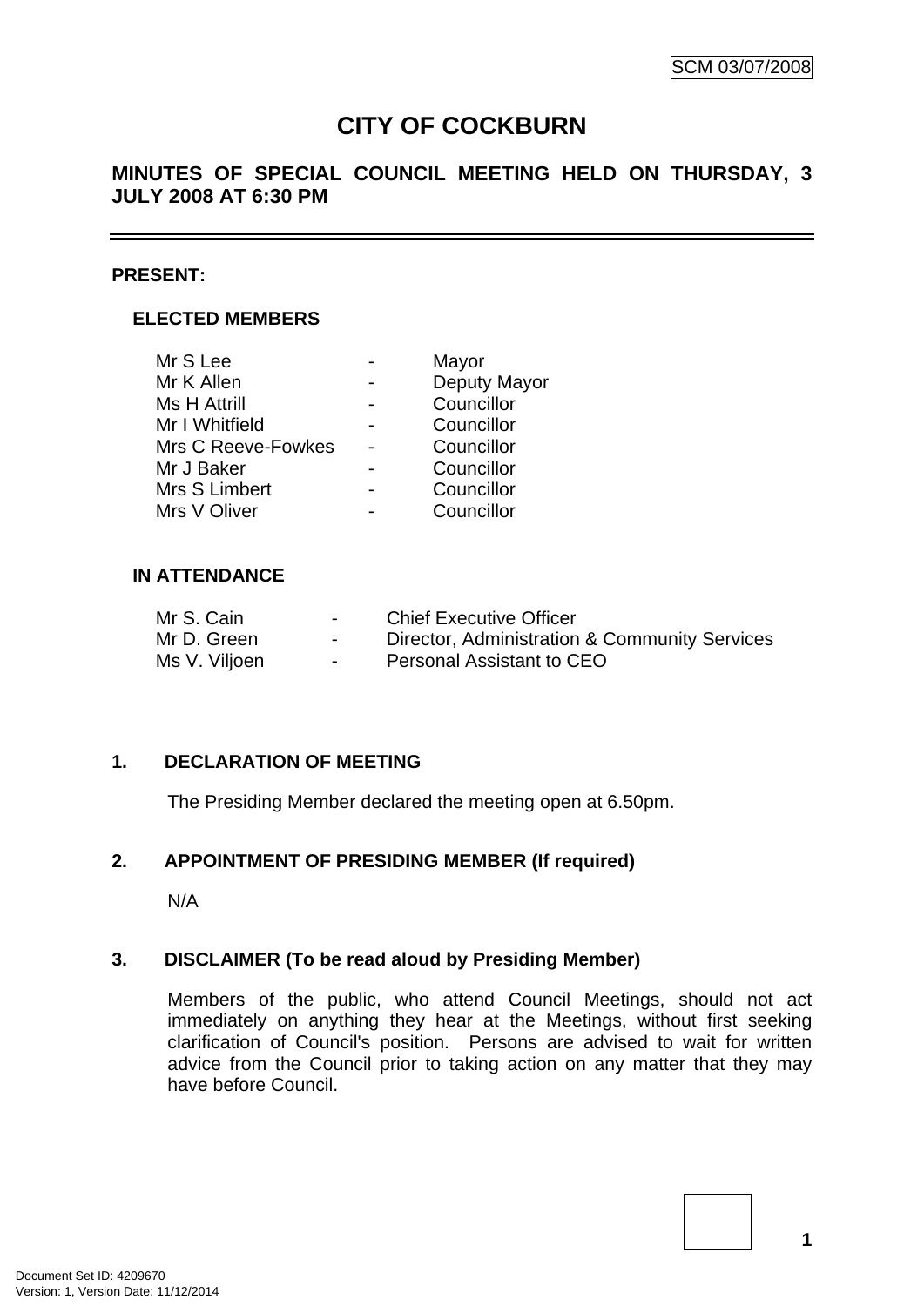# CITY OF COCKBURN

## MINUTES OF SPECIAL COUNCIL MEETING HELD ON THURSDAY, 3 JULY 2008 AT 6:30 PM

**PRESENT:**

### ELECTED MEMBERS

| | | |
|---|---|---|
| Mr S Lee | - | Mayor |
| Mr K Allen | - | Deputy Mayor |
| Ms H Attrill | - | Councillor |
| Mr I Whitfield | - | Councillor |
| Mrs C Reeve-Fowkes | - | Councillor |
| Mr J Baker | - | Councillor |
| Mrs S Limbert | - | Councillor |
| Mrs V Oliver | - | Councillor |

### IN ATTENDANCE

| | | |
|---|---|---|
| Mr S. Cain | - | Chief Executive Officer |
| Mr D. Green | - | Director, Administration & Community Services |
| Ms V. Viljoen | - | Personal Assistant to CEO |

### 1. DECLARATION OF MEETING

The Presiding Member declared the meeting open at 6.50pm.

### 2. APPOINTMENT OF PRESIDING MEMBER (If required)

N/A

### 3. DISCLAIMER (To be read aloud by Presiding Member)

Members of the public, who attend Council Meetings, should not act immediately on anything they hear at the Meetings, without first seeking clarification of Council's position. Persons are advised to wait for written advice from the Council prior to taking action on any matter that they may have before Council.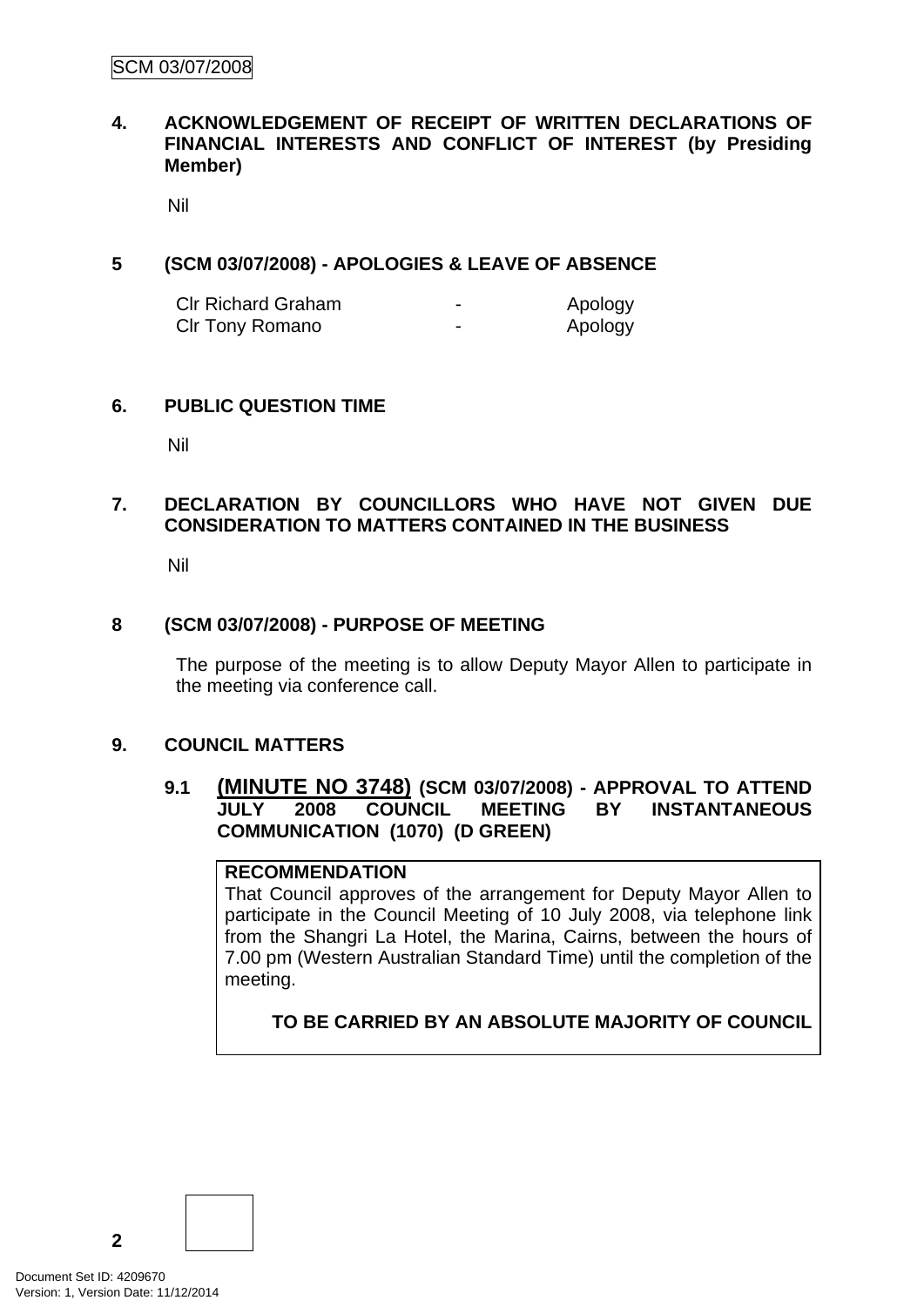## 4. ACKNOWLEDGEMENT OF RECEIPT OF WRITTEN DECLARATIONS OF FINANCIAL INTERESTS AND CONFLICT OF INTEREST (by Presiding Member)

Nil

## 5 (SCM 03/07/2008) - APOLOGIES & LEAVE OF ABSENCE

| | | |
|---|---|---|
| Clr Richard Graham | - | Apology |
| Clr Tony Romano | - | Apology |

## 6. PUBLIC QUESTION TIME

Nil

## 7. DECLARATION BY COUNCILLORS WHO HAVE NOT GIVEN DUE CONSIDERATION TO MATTERS CONTAINED IN THE BUSINESS

Nil

## 8 (SCM 03/07/2008) - PURPOSE OF MEETING

The purpose of the meeting is to allow Deputy Mayor Allen to participate in the meeting via conference call.

## 9. COUNCIL MATTERS

### 9.1 (MINUTE NO 3748) (SCM 03/07/2008) - APPROVAL TO ATTEND JULY 2008 COUNCIL MEETING BY INSTANTANEOUS COMMUNICATION (1070) (D GREEN)

**RECOMMENDATION**

That Council approves of the arrangement for Deputy Mayor Allen to participate in the Council Meeting of 10 July 2008, via telephone link from the Shangri La Hotel, the Marina, Cairns, between the hours of 7.00 pm (Western Australian Standard Time) until the completion of the meeting.

**TO BE CARRIED BY AN ABSOLUTE MAJORITY OF COUNCIL**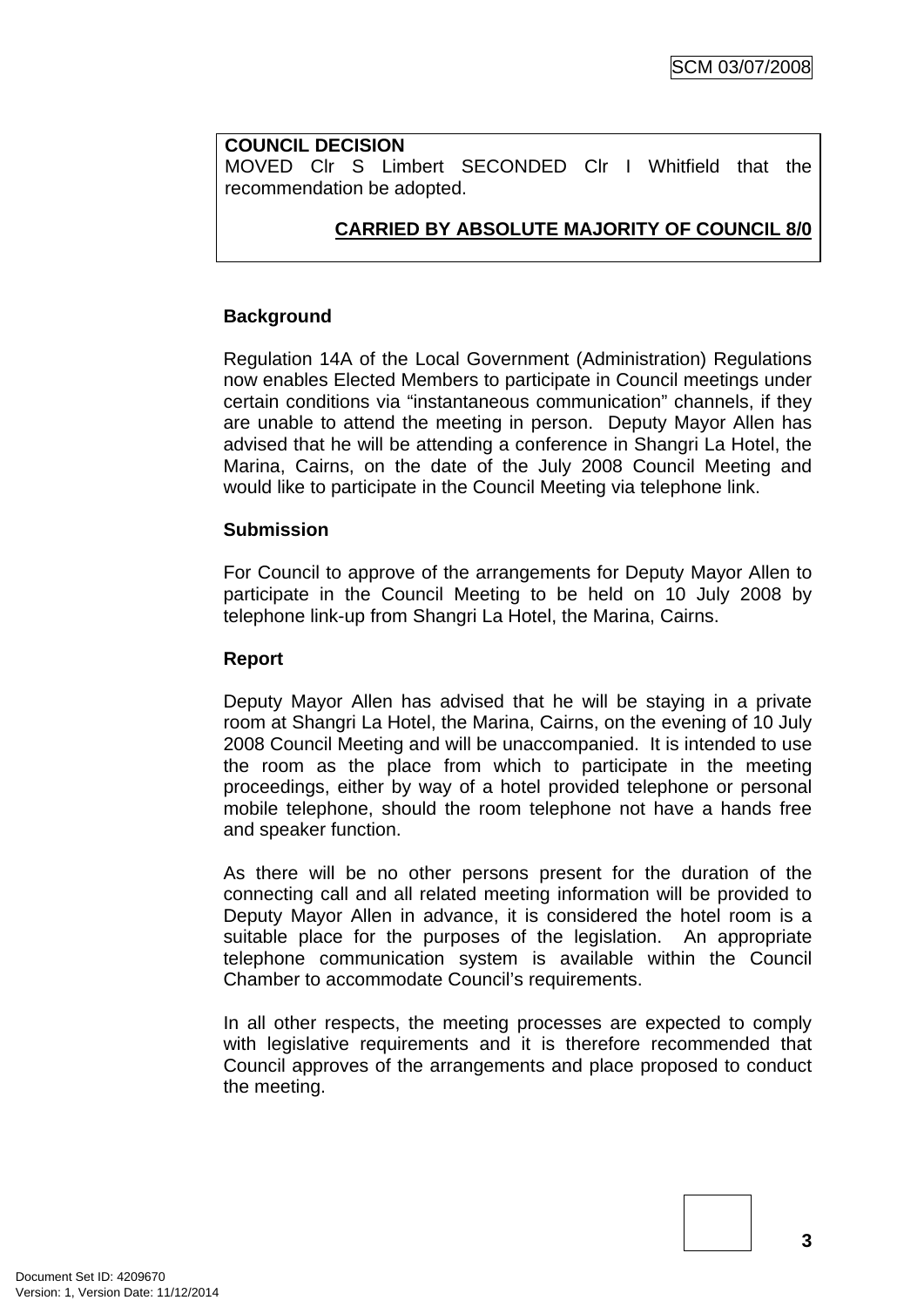**COUNCIL DECISION**
MOVED Clr S Limbert SECONDED Clr I Whitfield that the recommendation be adopted.

**CARRIED BY ABSOLUTE MAJORITY OF COUNCIL 8/0**

## Background

Regulation 14A of the Local Government (Administration) Regulations now enables Elected Members to participate in Council meetings under certain conditions via "instantaneous communication" channels, if they are unable to attend the meeting in person. Deputy Mayor Allen has advised that he will be attending a conference in Shangri La Hotel, the Marina, Cairns, on the date of the July 2008 Council Meeting and would like to participate in the Council Meeting via telephone link.

## Submission

For Council to approve of the arrangements for Deputy Mayor Allen to participate in the Council Meeting to be held on 10 July 2008 by telephone link-up from Shangri La Hotel, the Marina, Cairns.

## Report

Deputy Mayor Allen has advised that he will be staying in a private room at Shangri La Hotel, the Marina, Cairns, on the evening of 10 July 2008 Council Meeting and will be unaccompanied. It is intended to use the room as the place from which to participate in the meeting proceedings, either by way of a hotel provided telephone or personal mobile telephone, should the room telephone not have a hands free and speaker function.

As there will be no other persons present for the duration of the connecting call and all related meeting information will be provided to Deputy Mayor Allen in advance, it is considered the hotel room is a suitable place for the purposes of the legislation. An appropriate telephone communication system is available within the Council Chamber to accommodate Council's requirements.

In all other respects, the meeting processes are expected to comply with legislative requirements and it is therefore recommended that Council approves of the arrangements and place proposed to conduct the meeting.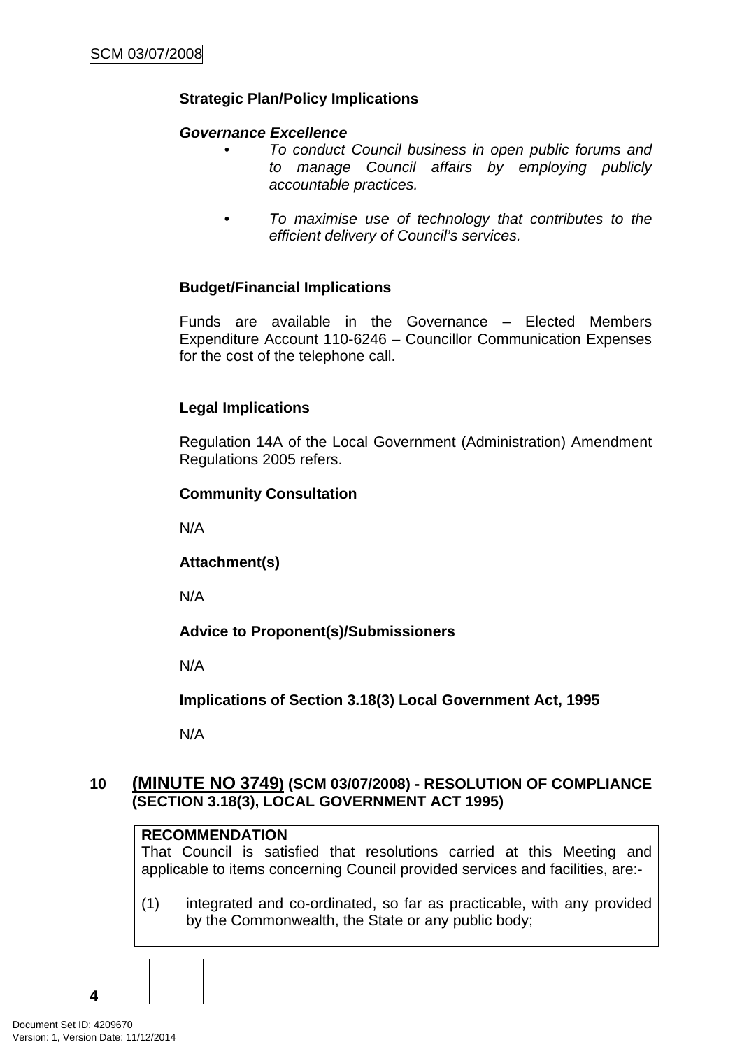**Strategic Plan/Policy Implications**

***Governance Excellence***

- *To conduct Council business in open public forums and to manage Council affairs by employing publicly accountable practices.*

- *To maximise use of technology that contributes to the efficient delivery of Council's services.*

**Budget/Financial Implications**

Funds are available in the Governance – Elected Members Expenditure Account 110-6246 – Councillor Communication Expenses for the cost of the telephone call.

**Legal Implications**

Regulation 14A of the Local Government (Administration) Amendment Regulations 2005 refers.

**Community Consultation**

N/A

**Attachment(s)**

N/A

**Advice to Proponent(s)/Submissioners**

N/A

**Implications of Section 3.18(3) Local Government Act, 1995**

N/A

## 10 (MINUTE NO 3749) (SCM 03/07/2008) - RESOLUTION OF COMPLIANCE (SECTION 3.18(3), LOCAL GOVERNMENT ACT 1995)

**RECOMMENDATION**

That Council is satisfied that resolutions carried at this Meeting and applicable to items concerning Council provided services and facilities, are:-

(1) integrated and co-ordinated, so far as practicable, with any provided by the Commonwealth, the State or any public body;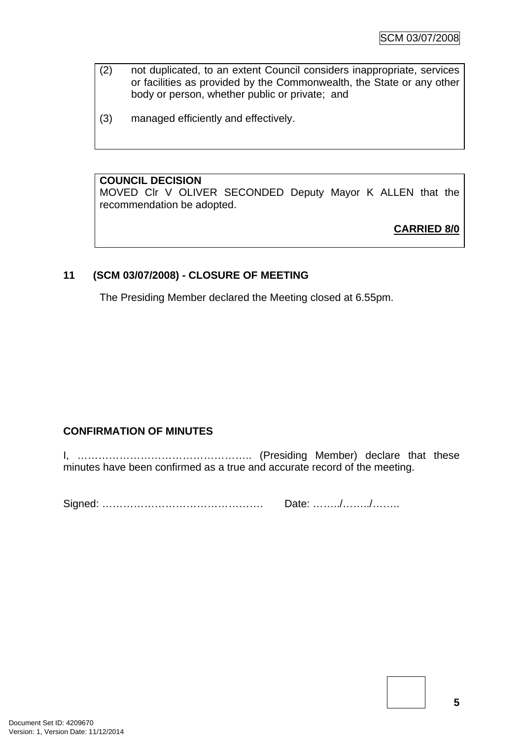(2) not duplicated, to an extent Council considers inappropriate, services or facilities as provided by the Commonwealth, the State or any other body or person, whether public or private; and

(3) managed efficiently and effectively.

**COUNCIL DECISION**
MOVED Clr V OLIVER SECONDED Deputy Mayor K ALLEN that the recommendation be adopted.

**CARRIED 8/0**

## 11 (SCM 03/07/2008) - CLOSURE OF MEETING

The Presiding Member declared the Meeting closed at 6.55pm.

## CONFIRMATION OF MINUTES

I, ………………………………………….. (Presiding Member) declare that these minutes have been confirmed as a true and accurate record of the meeting.

Signed: ………………………………………. Date: ……../……../……..

Document Set ID: 4209670
Version: 1, Version Date: 11/12/2014